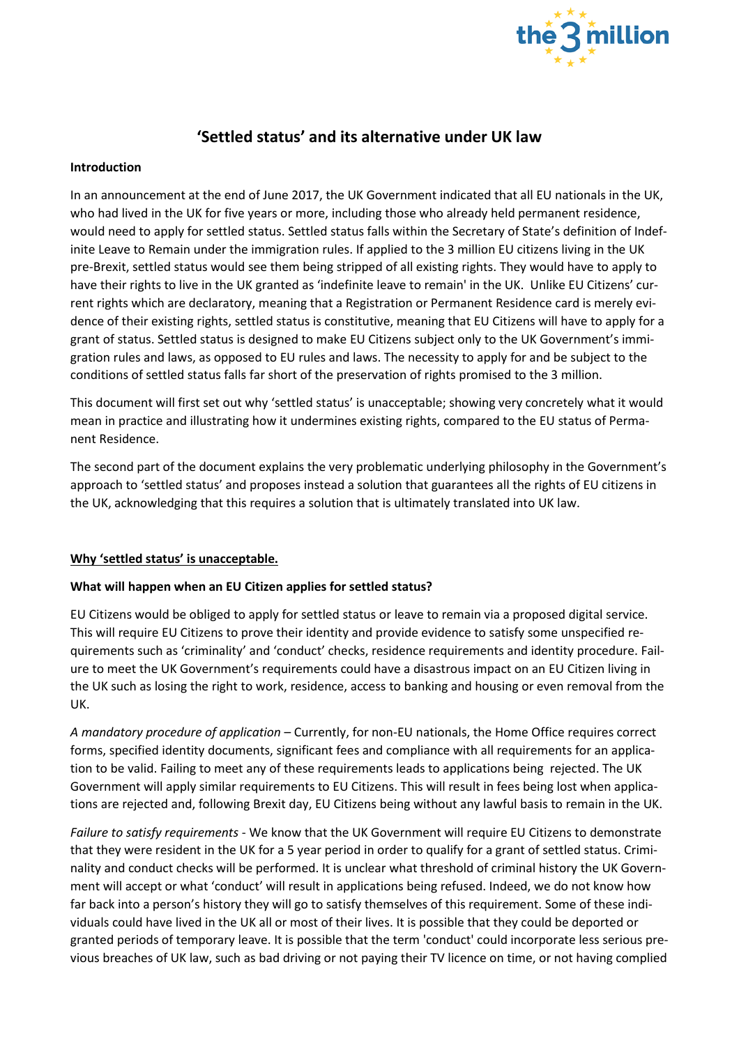# ‘Settled status’ and its alternative under UK law

**Introduction**

In an announcement at the end of June 2017, the UK Government indicated that all EU nationals in the UK, who had lived in the UK for five years or more, including those who already held permanent residence, would need to apply for settled status. Settled status falls within the Secretary of State’s definition of Indefinite Leave to Remain under the immigration rules. If applied to the 3 million EU citizens living in the UK pre-Brexit, settled status would see them being stripped of all existing rights. They would have to apply to have their rights to live in the UK granted as ‘indefinite leave to remain' in the UK. Unlike EU Citizens’ current rights which are declaratory, meaning that a Registration or Permanent Residence card is merely evidence of their existing rights, settled status is constitutive, meaning that EU Citizens will have to apply for a grant of status. Settled status is designed to make EU Citizens subject only to the UK Government’s immigration rules and laws, as opposed to EU rules and laws. The necessity to apply for and be subject to the conditions of settled status falls far short of the preservation of rights promised to the 3 million.

This document will first set out why ‘settled status’ is unacceptable; showing very concretely what it would mean in practice and illustrating how it undermines existing rights, compared to the EU status of Permanent Residence.

The second part of the document explains the very problematic underlying philosophy in the Government’s approach to ‘settled status’ and proposes instead a solution that guarantees all the rights of EU citizens in the UK, acknowledging that this requires a solution that is ultimately translated into UK law.

## Why ‘settled status’ is unacceptable.

**What will happen when an EU Citizen applies for settled status?**

EU Citizens would be obliged to apply for settled status or leave to remain via a proposed digital service. This will require EU Citizens to prove their identity and provide evidence to satisfy some unspecified requirements such as ‘criminality’ and ‘conduct’ checks, residence requirements and identity procedure. Failure to meet the UK Government’s requirements could have a disastrous impact on an EU Citizen living in the UK such as losing the right to work, residence, access to banking and housing or even removal from the UK.

*A mandatory procedure of application* – Currently, for non-EU nationals, the Home Office requires correct forms, specified identity documents, significant fees and compliance with all requirements for an application to be valid. Failing to meet any of these requirements leads to applications being rejected. The UK Government will apply similar requirements to EU Citizens. This will result in fees being lost when applications are rejected and, following Brexit day, EU Citizens being without any lawful basis to remain in the UK.

*Failure to satisfy requirements* - We know that the UK Government will require EU Citizens to demonstrate that they were resident in the UK for a 5 year period in order to qualify for a grant of settled status. Criminality and conduct checks will be performed. It is unclear what threshold of criminal history the UK Government will accept or what ‘conduct’ will result in applications being refused. Indeed, we do not know how far back into a person’s history they will go to satisfy themselves of this requirement. Some of these individuals could have lived in the UK all or most of their lives. It is possible that they could be deported or granted periods of temporary leave. It is possible that the term 'conduct' could incorporate less serious previous breaches of UK law, such as bad driving or not paying their TV licence on time, or not having complied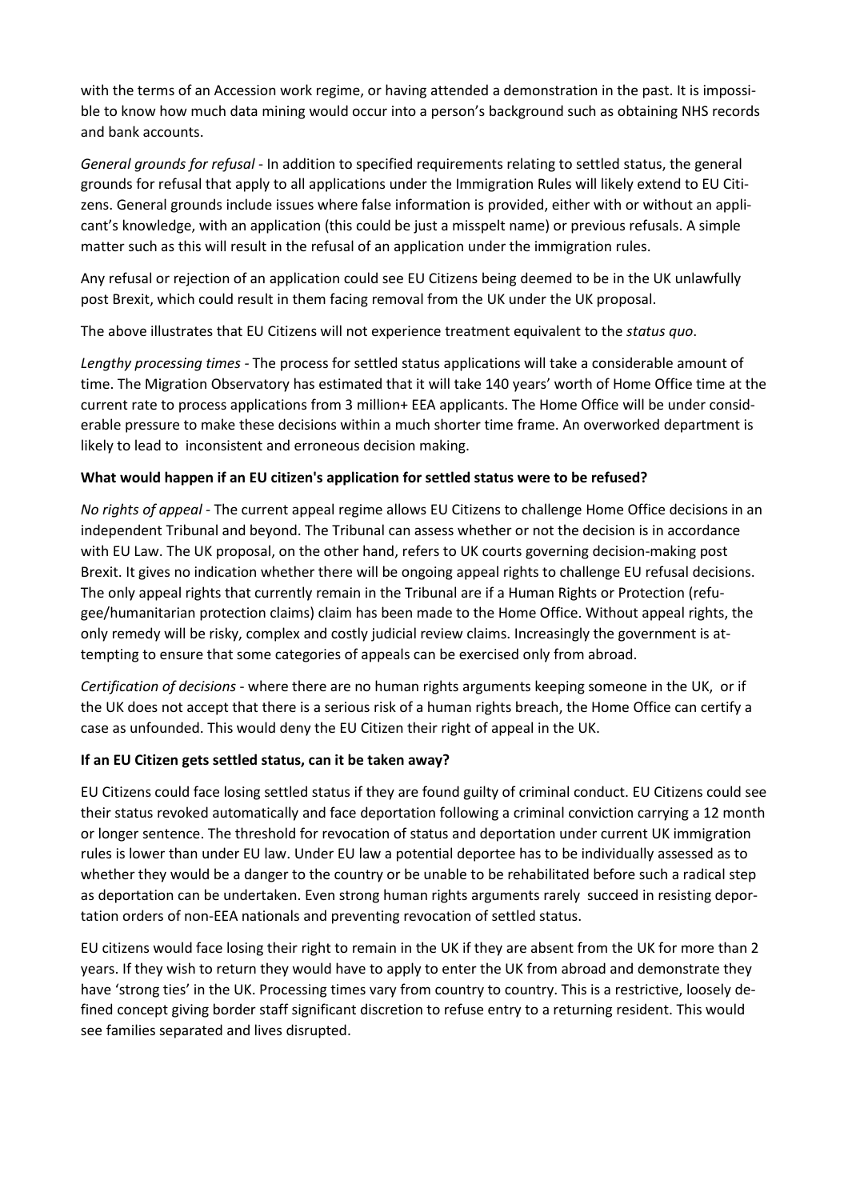with the terms of an Accession work regime, or having attended a demonstration in the past. It is impossible to know how much data mining would occur into a person's background such as obtaining NHS records and bank accounts.

*General grounds for refusal* - In addition to specified requirements relating to settled status, the general grounds for refusal that apply to all applications under the Immigration Rules will likely extend to EU Citizens. General grounds include issues where false information is provided, either with or without an applicant's knowledge, with an application (this could be just a misspelt name) or previous refusals. A simple matter such as this will result in the refusal of an application under the immigration rules.

Any refusal or rejection of an application could see EU Citizens being deemed to be in the UK unlawfully post Brexit, which could result in them facing removal from the UK under the UK proposal.

The above illustrates that EU Citizens will not experience treatment equivalent to the *status quo*.

*Lengthy processing times* - The process for settled status applications will take a considerable amount of time. The Migration Observatory has estimated that it will take 140 years' worth of Home Office time at the current rate to process applications from 3 million+ EEA applicants. The Home Office will be under considerable pressure to make these decisions within a much shorter time frame. An overworked department is likely to lead to inconsistent and erroneous decision making.

**What would happen if an EU citizen's application for settled status were to be refused?**

*No rights of appeal* - The current appeal regime allows EU Citizens to challenge Home Office decisions in an independent Tribunal and beyond. The Tribunal can assess whether or not the decision is in accordance with EU Law. The UK proposal, on the other hand, refers to UK courts governing decision-making post Brexit. It gives no indication whether there will be ongoing appeal rights to challenge EU refusal decisions. The only appeal rights that currently remain in the Tribunal are if a Human Rights or Protection (refugee/humanitarian protection claims) claim has been made to the Home Office. Without appeal rights, the only remedy will be risky, complex and costly judicial review claims. Increasingly the government is attempting to ensure that some categories of appeals can be exercised only from abroad.

*Certification of decisions* - where there are no human rights arguments keeping someone in the UK, or if the UK does not accept that there is a serious risk of a human rights breach, the Home Office can certify a case as unfounded. This would deny the EU Citizen their right of appeal in the UK.

**If an EU Citizen gets settled status, can it be taken away?**

EU Citizens could face losing settled status if they are found guilty of criminal conduct. EU Citizens could see their status revoked automatically and face deportation following a criminal conviction carrying a 12 month or longer sentence. The threshold for revocation of status and deportation under current UK immigration rules is lower than under EU law. Under EU law a potential deportee has to be individually assessed as to whether they would be a danger to the country or be unable to be rehabilitated before such a radical step as deportation can be undertaken. Even strong human rights arguments rarely succeed in resisting deportation orders of non-EEA nationals and preventing revocation of settled status.

EU citizens would face losing their right to remain in the UK if they are absent from the UK for more than 2 years. If they wish to return they would have to apply to enter the UK from abroad and demonstrate they have 'strong ties' in the UK. Processing times vary from country to country. This is a restrictive, loosely defined concept giving border staff significant discretion to refuse entry to a returning resident. This would see families separated and lives disrupted.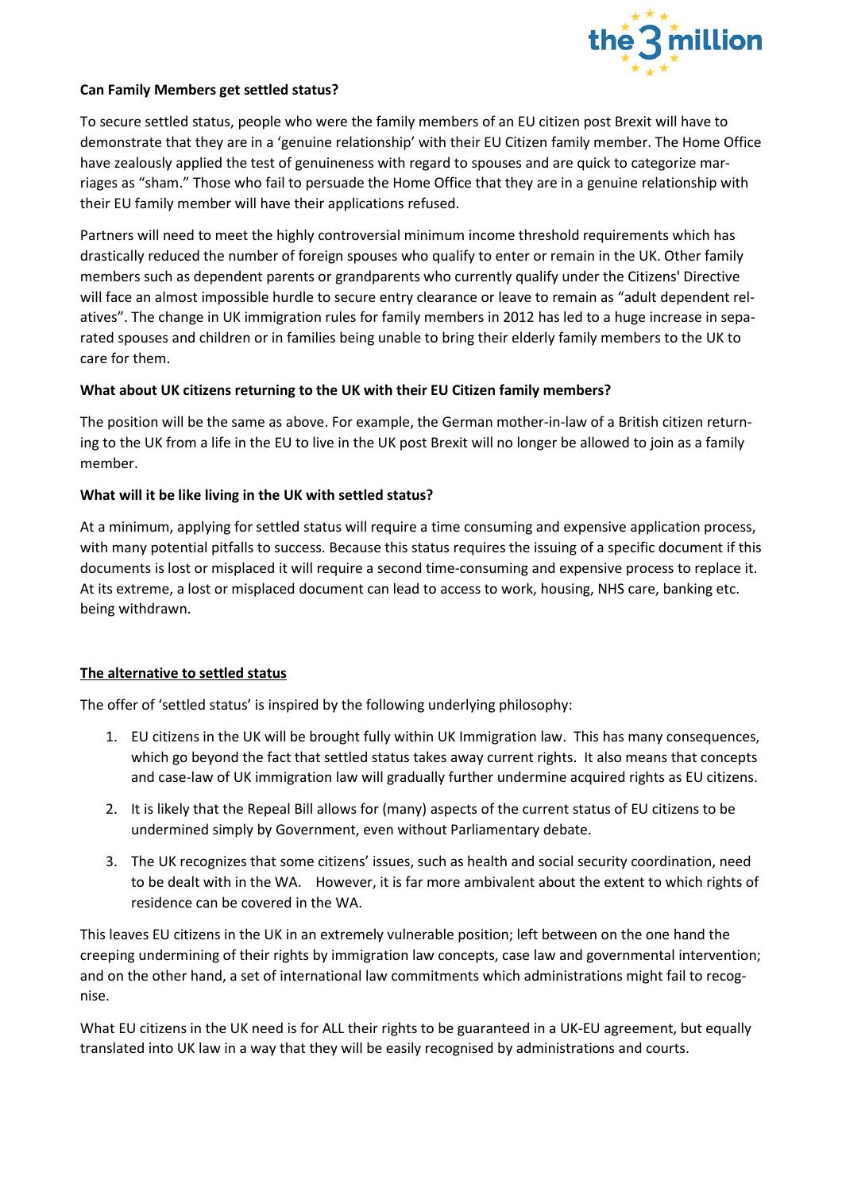**Can Family Members get settled status?**

To secure settled status, people who were the family members of an EU citizen post Brexit will have to demonstrate that they are in a 'genuine relationship' with their EU Citizen family member. The Home Office have zealously applied the test of genuineness with regard to spouses and are quick to categorize marriages as "sham." Those who fail to persuade the Home Office that they are in a genuine relationship with their EU family member will have their applications refused.

Partners will need to meet the highly controversial minimum income threshold requirements which has drastically reduced the number of foreign spouses who qualify to enter or remain in the UK. Other family members such as dependent parents or grandparents who currently qualify under the Citizens' Directive will face an almost impossible hurdle to secure entry clearance or leave to remain as "adult dependent relatives". The change in UK immigration rules for family members in 2012 has led to a huge increase in separated spouses and children or in families being unable to bring their elderly family members to the UK to care for them.

**What about UK citizens returning to the UK with their EU Citizen family members?**

The position will be the same as above. For example, the German mother-in-law of a British citizen returning to the UK from a life in the EU to live in the UK post Brexit will no longer be allowed to join as a family member.

**What will it be like living in the UK with settled status?**

At a minimum, applying for settled status will require a time consuming and expensive application process, with many potential pitfalls to success. Because this status requires the issuing of a specific document if this documents is lost or misplaced it will require a second time-consuming and expensive process to replace it. At its extreme, a lost or misplaced document can lead to access to work, housing, NHS care, banking etc. being withdrawn.

**The alternative to settled status**

The offer of 'settled status' is inspired by the following underlying philosophy:

1. EU citizens in the UK will be brought fully within UK Immigration law. This has many consequences, which go beyond the fact that settled status takes away current rights. It also means that concepts and case-law of UK immigration law will gradually further undermine acquired rights as EU citizens.
2. It is likely that the Repeal Bill allows for (many) aspects of the current status of EU citizens to be undermined simply by Government, even without Parliamentary debate.
3. The UK recognizes that some citizens' issues, such as health and social security coordination, need to be dealt with in the WA. However, it is far more ambivalent about the extent to which rights of residence can be covered in the WA.

This leaves EU citizens in the UK in an extremely vulnerable position; left between on the one hand the creeping undermining of their rights by immigration law concepts, case law and governmental intervention; and on the other hand, a set of international law commitments which administrations might fail to recognise.

What EU citizens in the UK need is for ALL their rights to be guaranteed in a UK-EU agreement, but equally translated into UK law in a way that they will be easily recognised by administrations and courts.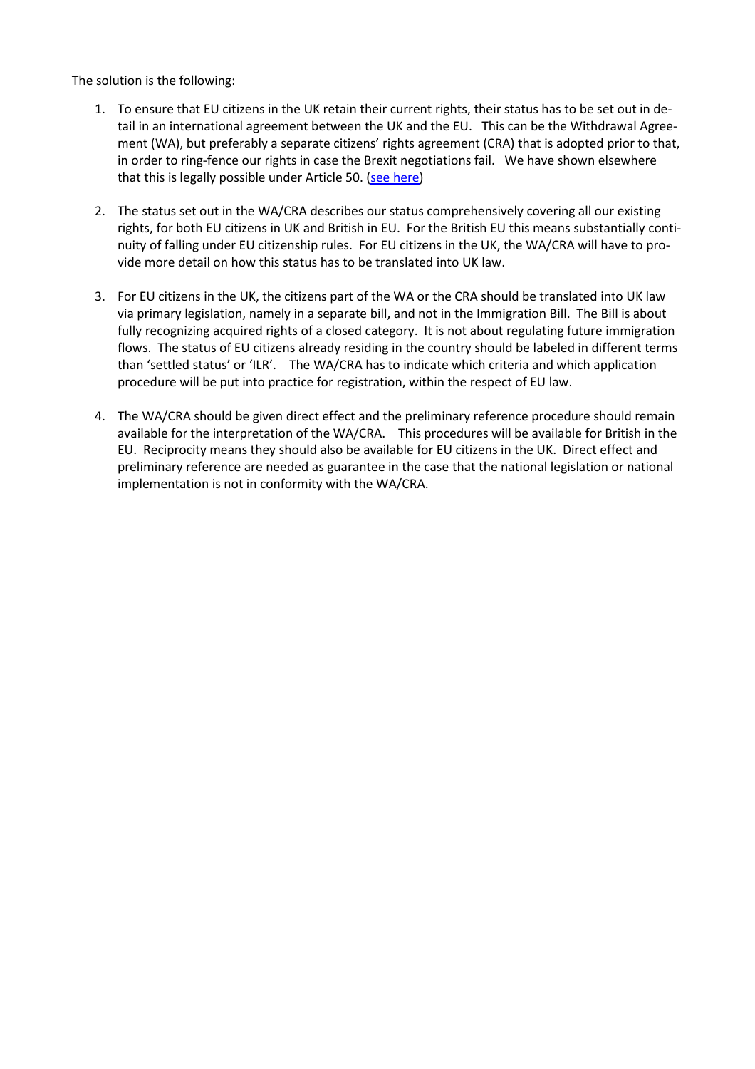The solution is the following:

1. To ensure that EU citizens in the UK retain their current rights, their status has to be set out in detail in an international agreement between the UK and the EU. This can be the Withdrawal Agreement (WA), but preferably a separate citizens' rights agreement (CRA) that is adopted prior to that, in order to ring-fence our rights in case the Brexit negotiations fail. We have shown elsewhere that this is legally possible under Article 50. (see here)

2. The status set out in the WA/CRA describes our status comprehensively covering all our existing rights, for both EU citizens in UK and British in EU. For the British EU this means substantially continuity of falling under EU citizenship rules. For EU citizens in the UK, the WA/CRA will have to provide more detail on how this status has to be translated into UK law.

3. For EU citizens in the UK, the citizens part of the WA or the CRA should be translated into UK law via primary legislation, namely in a separate bill, and not in the Immigration Bill. The Bill is about fully recognizing acquired rights of a closed category. It is not about regulating future immigration flows. The status of EU citizens already residing in the country should be labeled in different terms than 'settled status' or 'ILR'. The WA/CRA has to indicate which criteria and which application procedure will be put into practice for registration, within the respect of EU law.

4. The WA/CRA should be given direct effect and the preliminary reference procedure should remain available for the interpretation of the WA/CRA. This procedures will be available for British in the EU. Reciprocity means they should also be available for EU citizens in the UK. Direct effect and preliminary reference are needed as guarantee in the case that the national legislation or national implementation is not in conformity with the WA/CRA.